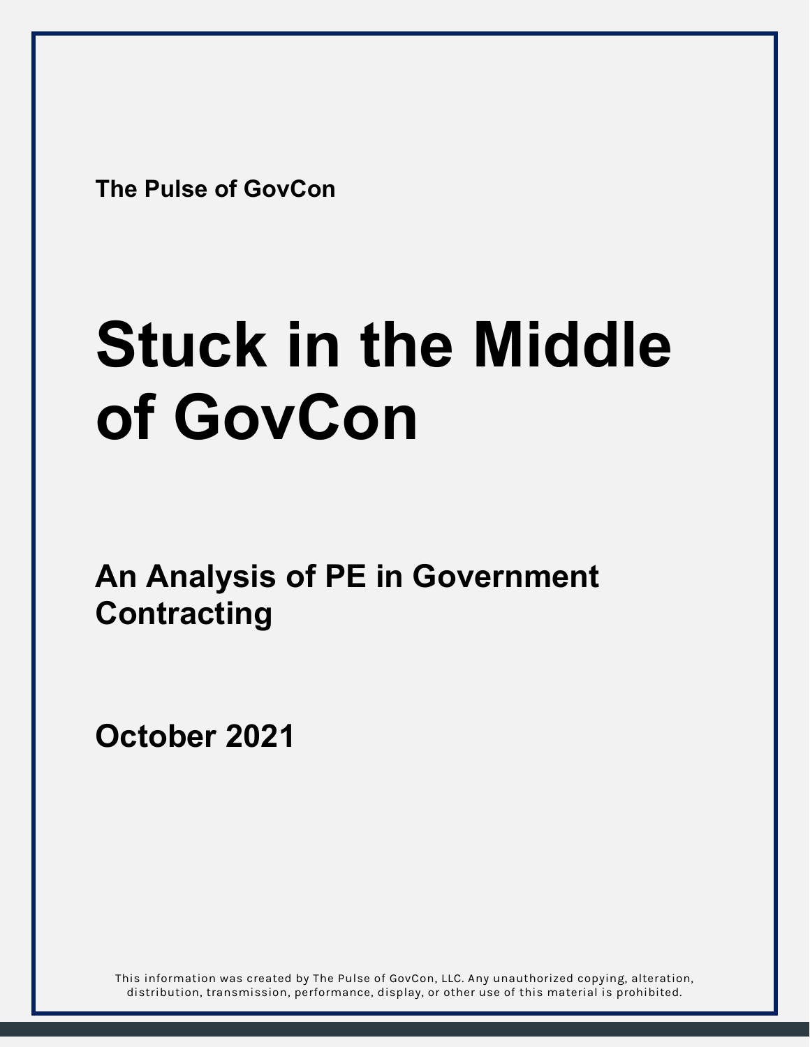**The Pulse of GovCon**

# Stuck in the Middle of GovCon

## An Analysis of PE in Government Contracting

**October 2021**

This information was created by The Pulse of GovCon, LLC. Any unauthorized copying, alteration, distribution, transmission, performance, display, or other use of this material is prohibited.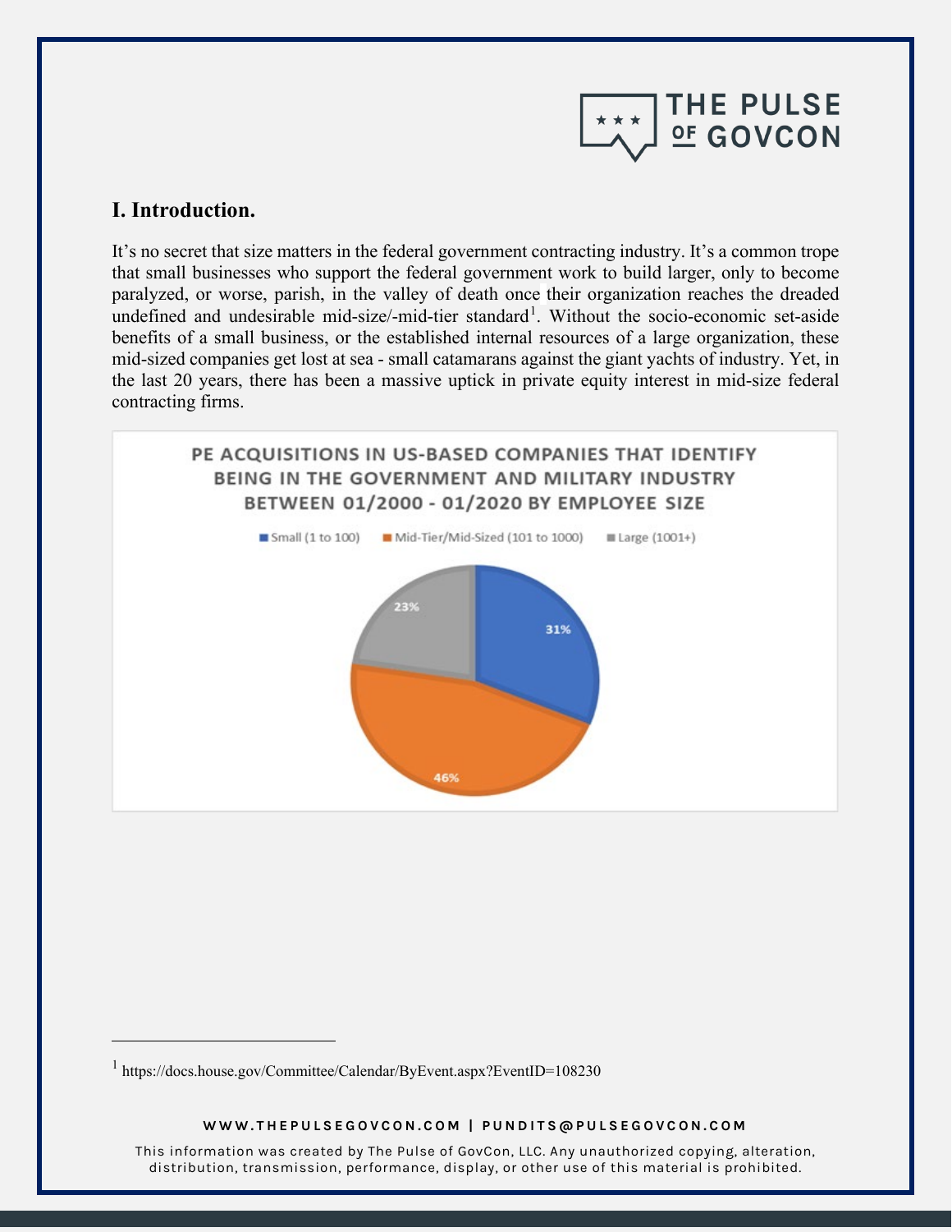## I. Introduction.

It's no secret that size matters in the federal government contracting industry. It's a common trope that small businesses who support the federal government work to build larger, only to become paralyzed, or worse, parish, in the valley of death once their organization reaches the dreaded undefined and undesirable mid-size/-mid-tier standard[1]. Without the socio-economic set-aside benefits of a small business, or the established internal resources of a large organization, these mid-sized companies get lost at sea - small catamarans against the giant yachts of industry. Yet, in the last 20 years, there has been a massive uptick in private equity interest in mid-size federal contracting firms.

**PE ACQUISITIONS IN US-BASED COMPANIES THAT IDENTIFY BEING IN THE GOVERNMENT AND MILITARY INDUSTRY BETWEEN 01/2000 - 01/2020 BY EMPLOYEE SIZE**

| Employee Size | Share |
| --- | --- |
| Small (1 to 100) | 31% |
| Mid-Tier/Mid-Sized (101 to 1000) | 46% |
| Large (1001+) | 23% |

---

[1] https://docs.house.gov/Committee/Calendar/ByEvent.aspx?EventID=108230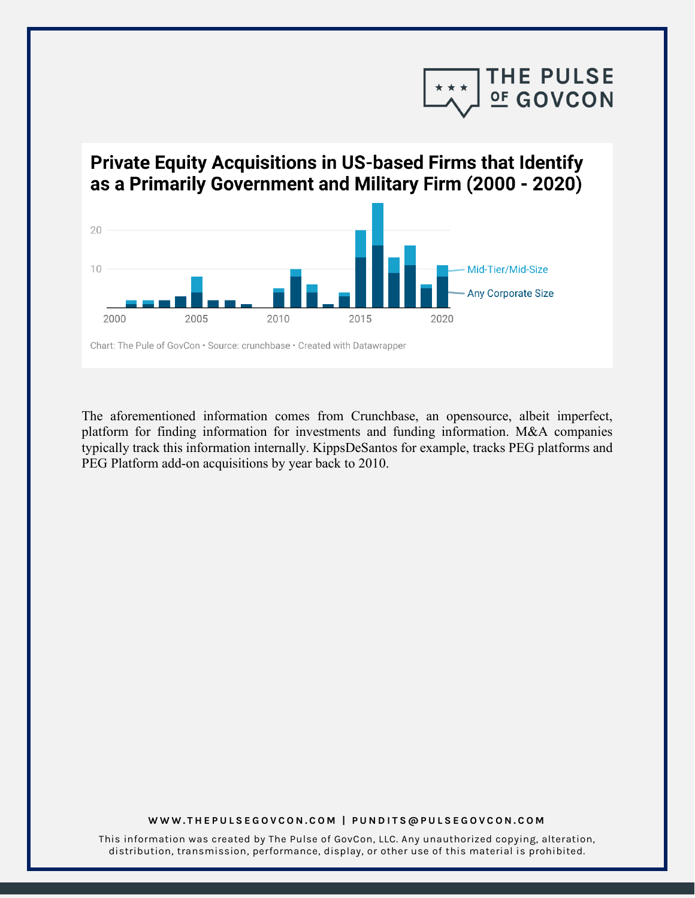## Private Equity Acquisitions in US-based Firms that Identify as a Primarily Government and Military Firm (2000 - 2020)

Mid-Tier/Mid-Size

Any Corporate Size

Chart: The Pule of GovCon • Source: crunchbase • Created with Datawrapper

The aforementioned information comes from Crunchbase, an opensource, albeit imperfect, platform for finding information for investments and funding information. M&A companies typically track this information internally. KippsDeSantos for example, tracks PEG platforms and PEG Platform add-on acquisitions by year back to 2010.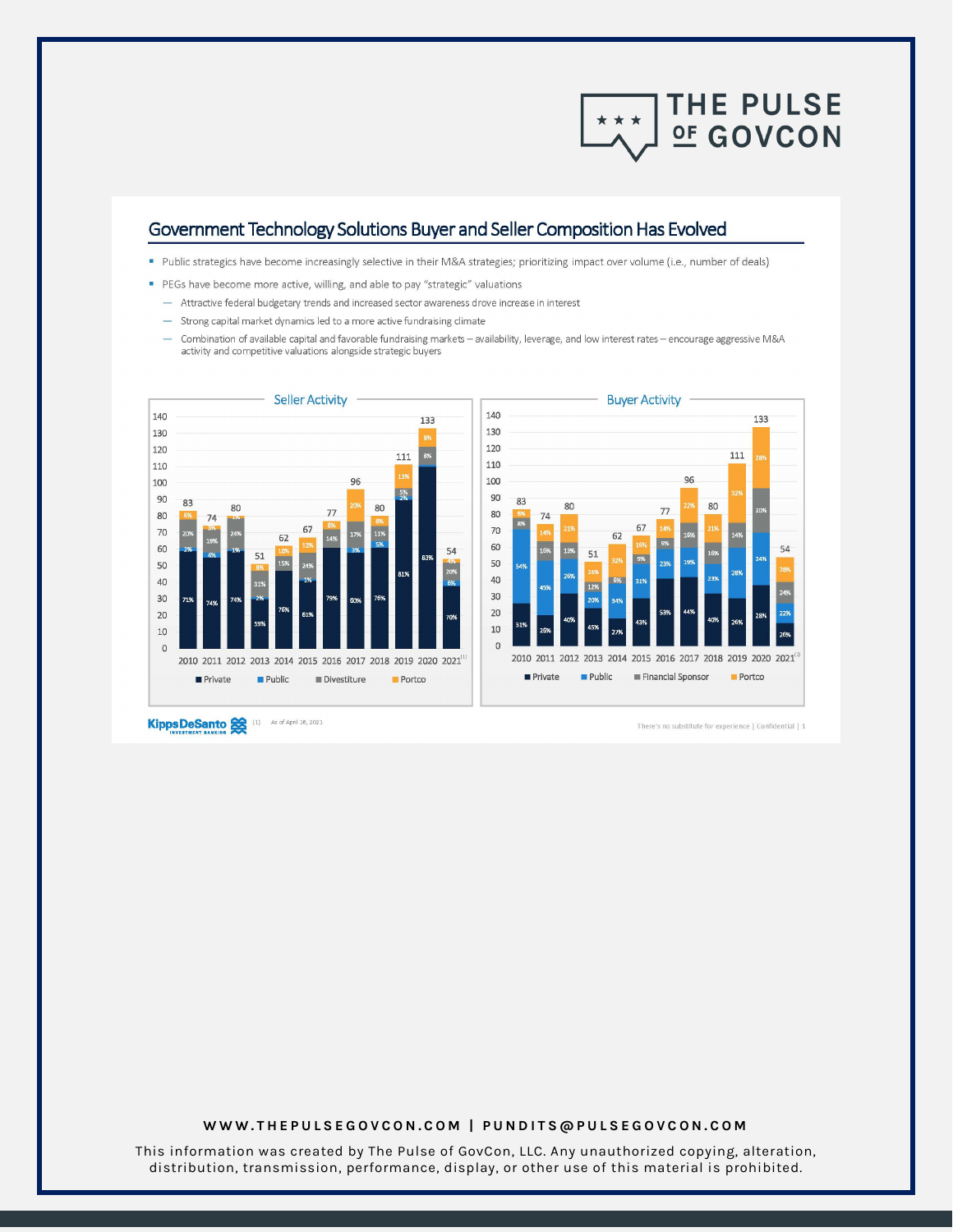## Government Technology Solutions Buyer and Seller Composition Has Evolved

- Public strategics have become increasingly selective in their M&A strategies; prioritizing impact over volume (i.e., number of deals)
- PEGs have become more active, willing, and able to pay "strategic" valuations
  - Attractive federal budgetary trends and increased sector awareness drove increase in interest
  - Strong capital market dynamics led to a more active fundraising climate
  - Combination of available capital and favorable fundraising markets – availability, leverage, and low interest rates – encourage aggressive M&A activity and competitive valuations alongside strategic buyers

### Seller Activity

| Year | Total | Private | Public | Divestiture | Portco |
|---|---|---|---|---|---|
| 2010 | 83 | 71% | 2% | 20% | 6% |
| 2011 | 74 | 74% | 4% | 19% | 3% |
| 2012 | 80 | 74% | 1% | 24% | 1% |
| 2013 | 51 | 59% | 2% | 31% | 8% |
| 2014 | 62 | 76% | | 15% | 10% |
| 2015 | 67 | 61% | 1% | 24% | 13% |
| 2016 | 77 | 79% | | 14% | 8% |
| 2017 | 96 | 60% | 3% | 17% | 20% |
| 2018 | 80 | 76% | 5% | 11% | 8% |
| 2019 | 111 | 81% | 2% | 5% | 13% |
| 2020 | 133 | 83% | | 8% | 8% |
| 2021[1] | 54 | 70% | 6% | 20% | 4% |

### Buyer Activity

| Year | Total | Private | Public | Financial Sponsor | Portco |
|---|---|---|---|---|---|
| 2010 | 83 | 31% | 54% | 8% | 6% |
| 2011 | 74 | 26% | 45% | 16% | 14% |
| 2012 | 80 | 40% | 26% | 13% | 21% |
| 2013 | 51 | 45% | 20% | 12% | 24% |
| 2014 | 62 | 27% | 34% | 6% | 32% |
| 2015 | 67 | 43% | 31% | 9% | 16% |
| 2016 | 77 | 53% | 23% | 9% | 14% |
| 2017 | 96 | 44% | 19% | 16% | 22% |
| 2018 | 80 | 40% | 23% | 16% | 21% |
| 2019 | 111 | 26% | 28% | 14% | 32% |
| 2020 | 133 | 28% | 24% | 20% | 28% |
| 2021[1] | 54 | 26% | 22% | 24% | 28% |

(1) As of April 16, 2021

There's no substitute for experience | Confidential | 1

**WWW.THEPULSEGOVCON.COM | PUNDITS@PULSEGOVCON.COM**

This information was created by The Pulse of GovCon, LLC. Any unauthorized copying, alteration, distribution, transmission, performance, display, or other use of this material is prohibited.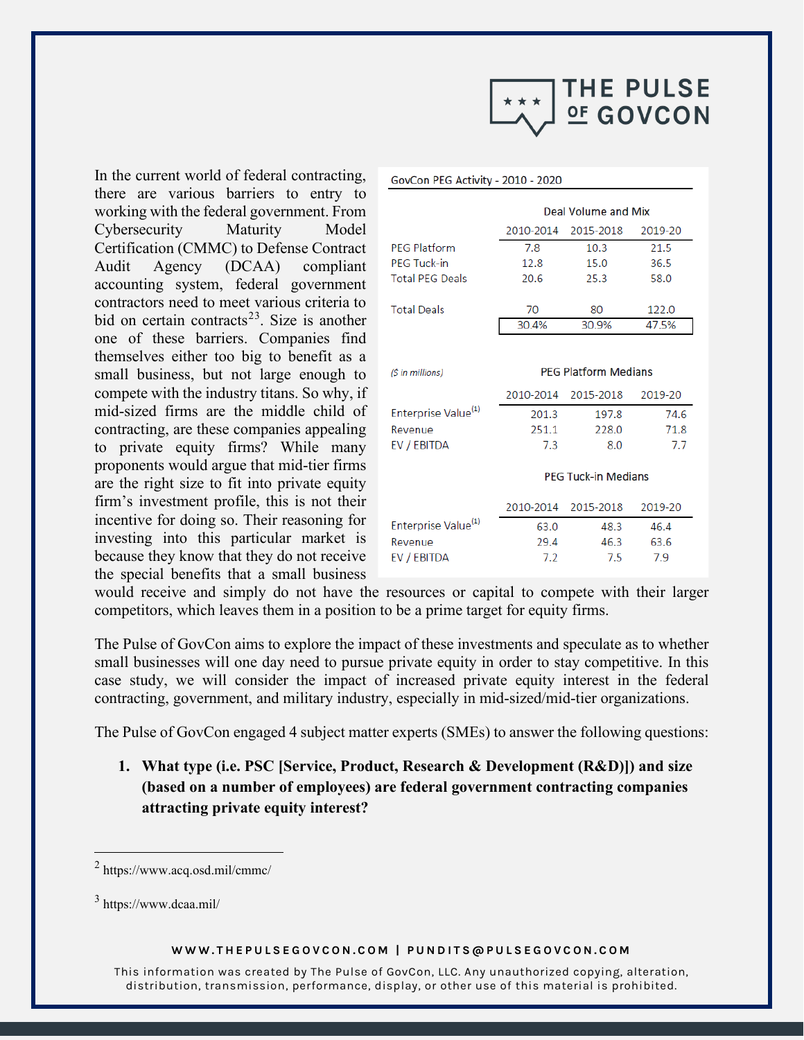In the current world of federal contracting, there are various barriers to entry to working with the federal government. From Cybersecurity Maturity Model Certification (CMMC) to Defense Contract Audit Agency (DCAA) compliant accounting system, federal government contractors need to meet various criteria to bid on certain contracts[2][3]. Size is another one of these barriers. Companies find themselves either too big to benefit as a small business, but not large enough to compete with the industry titans. So why, if mid-sized firms are the middle child of contracting, are these companies appealing to private equity firms? While many proponents would argue that mid-tier firms are the right size to fit into private equity firm's investment profile, this is not their incentive for doing so. Their reasoning for investing into this particular market is because they know that they do not receive the special benefits that a small business would receive and simply do not have the resources or capital to compete with their larger competitors, which leaves them in a position to be a prime target for equity firms.

**GovCon PEG Activity - 2010 - 2020**

| Deal Volume and Mix | 2010-2014 | 2015-2018 | 2019-20 |
|---|---|---|---|
| PEG Platform | 7.8 | 10.3 | 21.5 |
| PEG Tuck-in | 12.8 | 15.0 | 36.5 |
| Total PEG Deals | 20.6 | 25.3 | 58.0 |
| Total Deals | 70 | 80 | 122.0 |
| | 30.4% | 30.9% | 47.5% |

*($ in millions)*

| PEG Platform Medians | 2010-2014 | 2015-2018 | 2019-20 |
|---|---|---|---|
| Enterprise Value[(1)] | 201.3 | 197.8 | 74.6 |
| Revenue | 251.1 | 228.0 | 71.8 |
| EV / EBITDA | 7.3 | 8.0 | 7.7 |

| PEG Tuck-in Medians | 2010-2014 | 2015-2018 | 2019-20 |
|---|---|---|---|
| Enterprise Value[(1)] | 63.0 | 48.3 | 46.4 |
| Revenue | 29.4 | 46.3 | 63.6 |
| EV / EBITDA | 7.2 | 7.5 | 7.9 |

The Pulse of GovCon aims to explore the impact of these investments and speculate as to whether small businesses will one day need to pursue private equity in order to stay competitive. In this case study, we will consider the impact of increased private equity interest in the federal contracting, government, and military industry, especially in mid-sized/mid-tier organizations.

The Pulse of GovCon engaged 4 subject matter experts (SMEs) to answer the following questions:

1. **What type (i.e. PSC [Service, Product, Research & Development (R&D)]) and size (based on a number of employees) are federal government contracting companies attracting private equity interest?**

---

[2] https://www.acq.osd.mil/cmmc/

[3] https://www.dcaa.mil/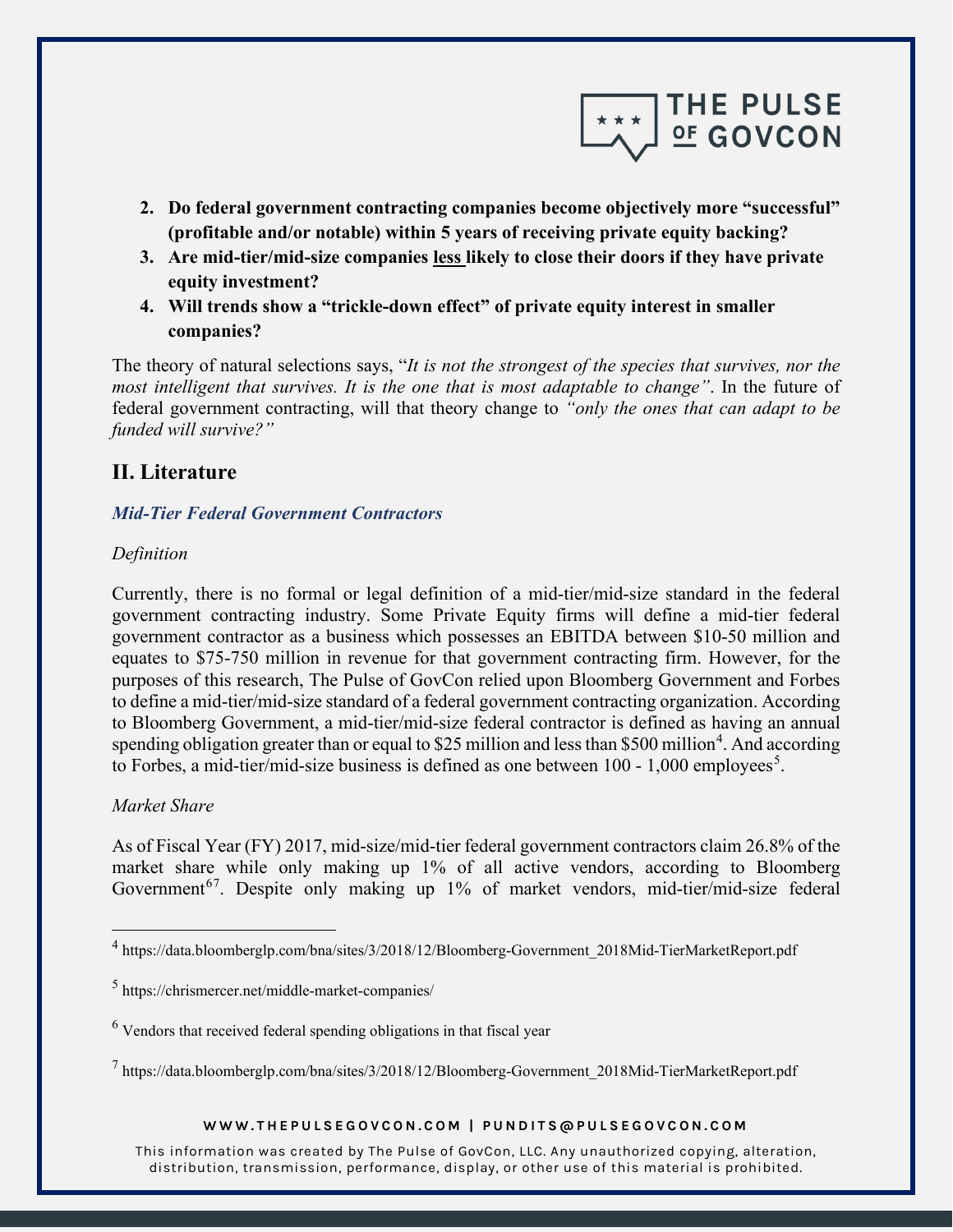2. **Do federal government contracting companies become objectively more "successful" (profitable and/or notable) within 5 years of receiving private equity backing?**
3. **Are mid-tier/mid-size companies less likely to close their doors if they have private equity investment?**
4. **Will trends show a "trickle-down effect" of private equity interest in smaller companies?**

The theory of natural selections says, "*It is not the strongest of the species that survives, nor the most intelligent that survives. It is the one that is most adaptable to change"*. In the future of federal government contracting, will that theory change to *"only the ones that can adapt to be funded will survive?"*

## II. Literature

### *Mid-Tier Federal Government Contractors*

*Definition*

Currently, there is no formal or legal definition of a mid-tier/mid-size standard in the federal government contracting industry. Some Private Equity firms will define a mid-tier federal government contractor as a business which possesses an EBITDA between $10-50 million and equates to $75-750 million in revenue for that government contracting firm. However, for the purposes of this research, The Pulse of GovCon relied upon Bloomberg Government and Forbes to define a mid-tier/mid-size standard of a federal government contracting organization. According to Bloomberg Government, a mid-tier/mid-size federal contractor is defined as having an annual spending obligation greater than or equal to $25 million and less than $500 million[4]. And according to Forbes, a mid-tier/mid-size business is defined as one between 100 - 1,000 employees[5].

*Market Share*

As of Fiscal Year (FY) 2017, mid-size/mid-tier federal government contractors claim 26.8% of the market share while only making up 1% of all active vendors, according to Bloomberg Government[6][7]. Despite only making up 1% of market vendors, mid-tier/mid-size federal

---

[4] https://data.bloomberglp.com/bna/sites/3/2018/12/Bloomberg-Government_2018Mid-TierMarketReport.pdf

[5] https://chrismercer.net/middle-market-companies/

[6] Vendors that received federal spending obligations in that fiscal year

[7] https://data.bloomberglp.com/bna/sites/3/2018/12/Bloomberg-Government_2018Mid-TierMarketReport.pdf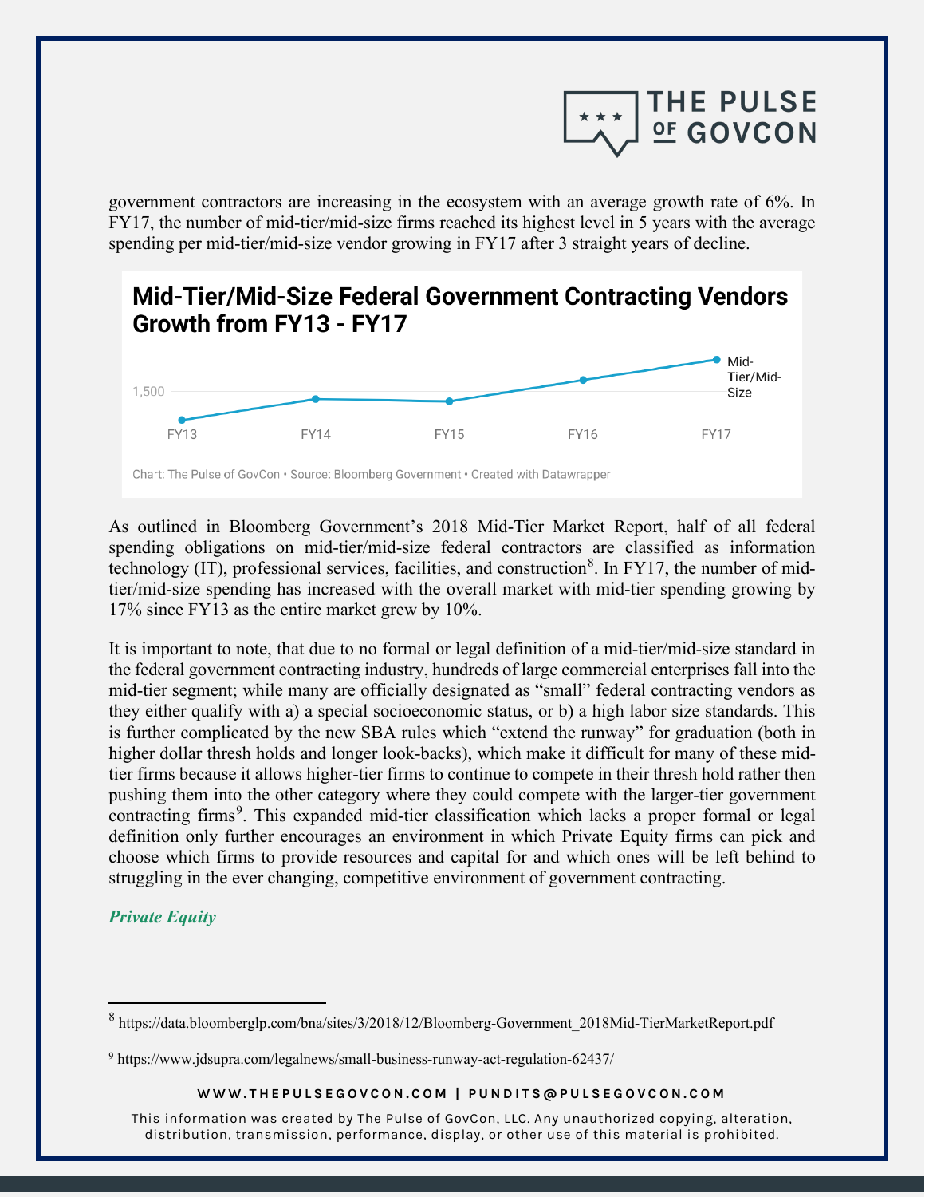government contractors are increasing in the ecosystem with an average growth rate of 6%. In FY17, the number of mid-tier/mid-size firms reached its highest level in 5 years with the average spending per mid-tier/mid-size vendor growing in FY17 after 3 straight years of decline.

**Mid-Tier/Mid-Size Federal Government Contracting Vendors Growth from FY13 - FY17**

Chart: The Pulse of GovCon • Source: Bloomberg Government • Created with Datawrapper

As outlined in Bloomberg Government's 2018 Mid-Tier Market Report, half of all federal spending obligations on mid-tier/mid-size federal contractors are classified as information technology (IT), professional services, facilities, and construction[8]. In FY17, the number of mid-tier/mid-size spending has increased with the overall market with mid-tier spending growing by 17% since FY13 as the entire market grew by 10%.

It is important to note, that due to no formal or legal definition of a mid-tier/mid-size standard in the federal government contracting industry, hundreds of large commercial enterprises fall into the mid-tier segment; while many are officially designated as "small" federal contracting vendors as they either qualify with a) a special socioeconomic status, or b) a high labor size standards. This is further complicated by the new SBA rules which "extend the runway" for graduation (both in higher dollar thresh holds and longer look-backs), which make it difficult for many of these mid-tier firms because it allows higher-tier firms to continue to compete in their thresh hold rather then pushing them into the other category where they could compete with the larger-tier government contracting firms[9]. This expanded mid-tier classification which lacks a proper formal or legal definition only further encourages an environment in which Private Equity firms can pick and choose which firms to provide resources and capital for and which ones will be left behind to struggling in the ever changing, competitive environment of government contracting.

### *Private Equity*

---

[8] https://data.bloomberglp.com/bna/sites/3/2018/12/Bloomberg-Government_2018Mid-TierMarketReport.pdf

[9] https://www.jdsupra.com/legalnews/small-business-runway-act-regulation-62437/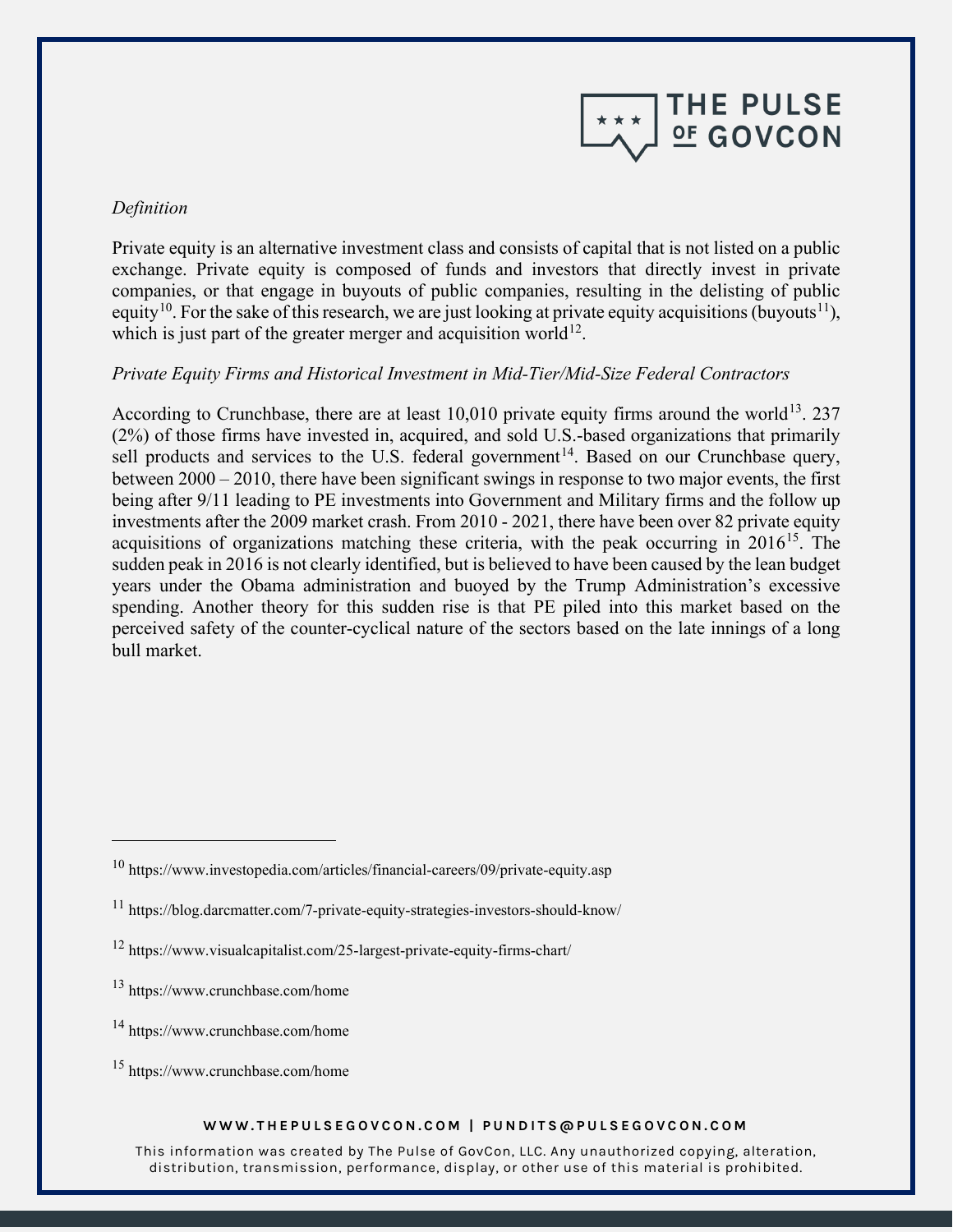*Definition*

Private equity is an alternative investment class and consists of capital that is not listed on a public exchange. Private equity is composed of funds and investors that directly invest in private companies, or that engage in buyouts of public companies, resulting in the delisting of public equity[10]. For the sake of this research, we are just looking at private equity acquisitions (buyouts[11]), which is just part of the greater merger and acquisition world[12].

*Private Equity Firms and Historical Investment in Mid-Tier/Mid-Size Federal Contractors*

According to Crunchbase, there are at least 10,010 private equity firms around the world[13]. 237 (2%) of those firms have invested in, acquired, and sold U.S.-based organizations that primarily sell products and services to the U.S. federal government[14]. Based on our Crunchbase query, between 2000 – 2010, there have been significant swings in response to two major events, the first being after 9/11 leading to PE investments into Government and Military firms and the follow up investments after the 2009 market crash. From 2010 - 2021, there have been over 82 private equity acquisitions of organizations matching these criteria, with the peak occurring in 2016[15]. The sudden peak in 2016 is not clearly identified, but is believed to have been caused by the lean budget years under the Obama administration and buoyed by the Trump Administration's excessive spending. Another theory for this sudden rise is that PE piled into this market based on the perceived safety of the counter-cyclical nature of the sectors based on the late innings of a long bull market.

---

[10] https://www.investopedia.com/articles/financial-careers/09/private-equity.asp

[11] https://blog.darcmatter.com/7-private-equity-strategies-investors-should-know/

[12] https://www.visualcapitalist.com/25-largest-private-equity-firms-chart/

[13] https://www.crunchbase.com/home

[14] https://www.crunchbase.com/home

[15] https://www.crunchbase.com/home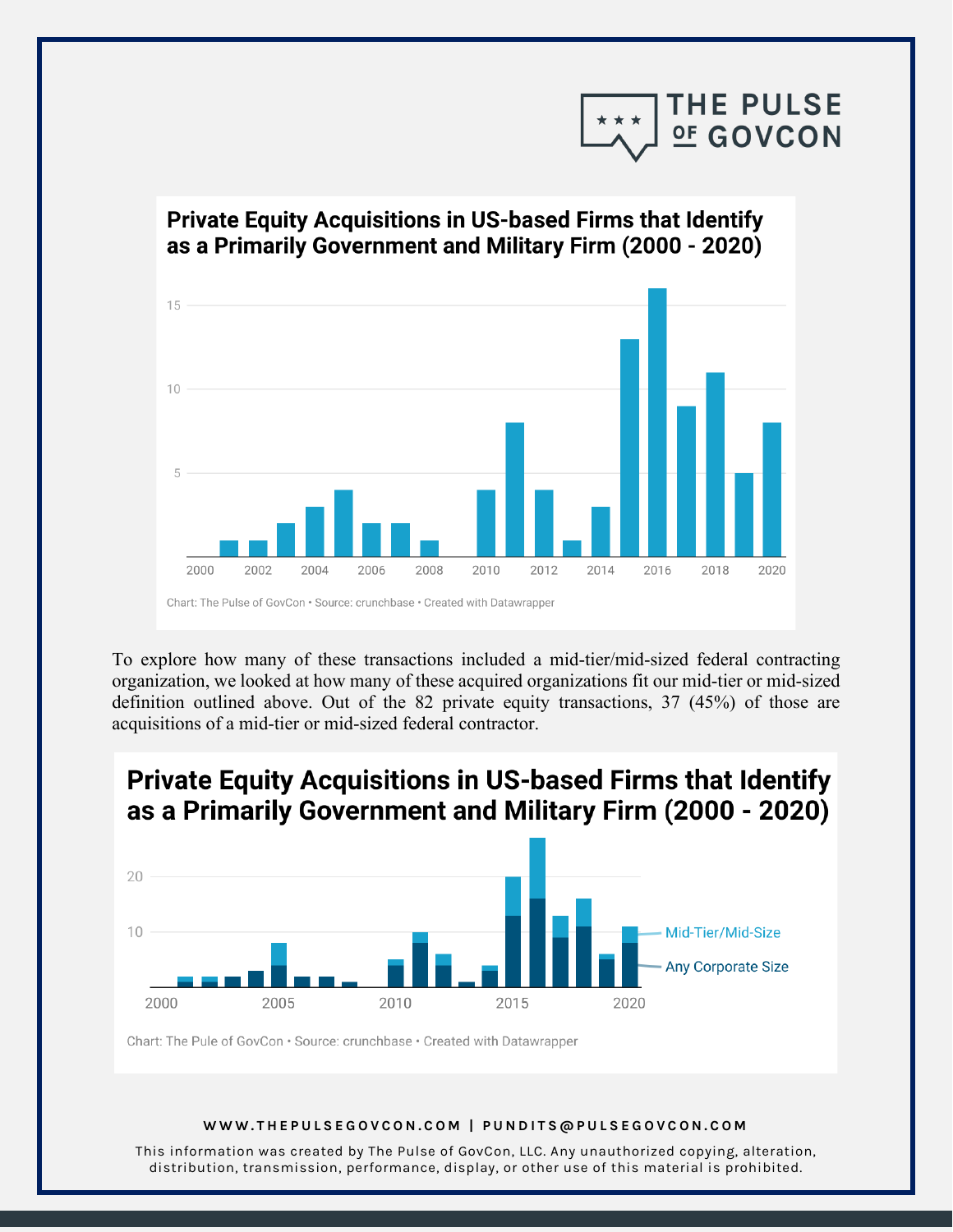## Private Equity Acquisitions in US-based Firms that Identify as a Primarily Government and Military Firm (2000 - 2020)

Chart: The Pulse of GovCon • Source: crunchbase • Created with Datawrapper

To explore how many of these transactions included a mid-tier/mid-sized federal contracting organization, we looked at how many of these acquired organizations fit our mid-tier or mid-sized definition outlined above. Out of the 82 private equity transactions, 37 (45%) of those are acquisitions of a mid-tier or mid-sized federal contractor.

## Private Equity Acquisitions in US-based Firms that Identify as a Primarily Government and Military Firm (2000 - 2020)

Mid-Tier/Mid-Size

Any Corporate Size

Chart: The Pule of GovCon • Source: crunchbase • Created with Datawrapper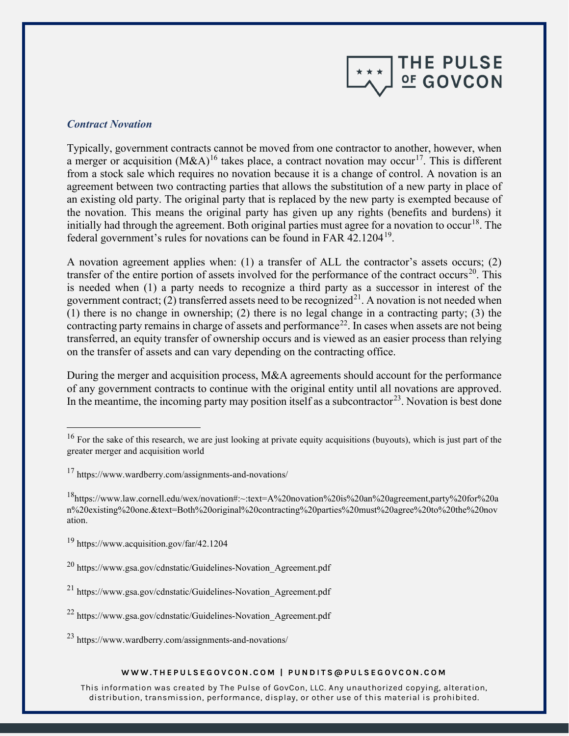### *Contract Novation*

Typically, government contracts cannot be moved from one contractor to another, however, when a merger or acquisition (M&A)[16] takes place, a contract novation may occur[17]. This is different from a stock sale which requires no novation because it is a change of control. A novation is an agreement between two contracting parties that allows the substitution of a new party in place of an existing old party. The original party that is replaced by the new party is exempted because of the novation. This means the original party has given up any rights (benefits and burdens) it initially had through the agreement. Both original parties must agree for a novation to occur[18]. The federal government's rules for novations can be found in FAR 42.1204[19].

A novation agreement applies when: (1) a transfer of ALL the contractor's assets occurs; (2) transfer of the entire portion of assets involved for the performance of the contract occurs[20]. This is needed when (1) a party needs to recognize a third party as a successor in interest of the government contract; (2) transferred assets need to be recognized[21]. A novation is not needed when (1) there is no change in ownership; (2) there is no legal change in a contracting party; (3) the contracting party remains in charge of assets and performance[22]. In cases when assets are not being transferred, an equity transfer of ownership occurs and is viewed as an easier process than relying on the transfer of assets and can vary depending on the contracting office.

During the merger and acquisition process, M&A agreements should account for the performance of any government contracts to continue with the original entity until all novations are approved. In the meantime, the incoming party may position itself as a subcontractor[23]. Novation is best done

---

[16] For the sake of this research, we are just looking at private equity acquisitions (buyouts), which is just part of the greater merger and acquisition world

[17] https://www.wardberry.com/assignments-and-novations/

[18] https://www.law.cornell.edu/wex/novation#:~:text=A%20novation%20is%20an%20agreement,party%20for%20an%20existing%20one.&text=Both%20original%20contracting%20parties%20must%20agree%20to%20the%20novation.

[19] https://www.acquisition.gov/far/42.1204

[20] https://www.gsa.gov/cdnstatic/Guidelines-Novation_Agreement.pdf

[21] https://www.gsa.gov/cdnstatic/Guidelines-Novation_Agreement.pdf

[22] https://www.gsa.gov/cdnstatic/Guidelines-Novation_Agreement.pdf

[23] https://www.wardberry.com/assignments-and-novations/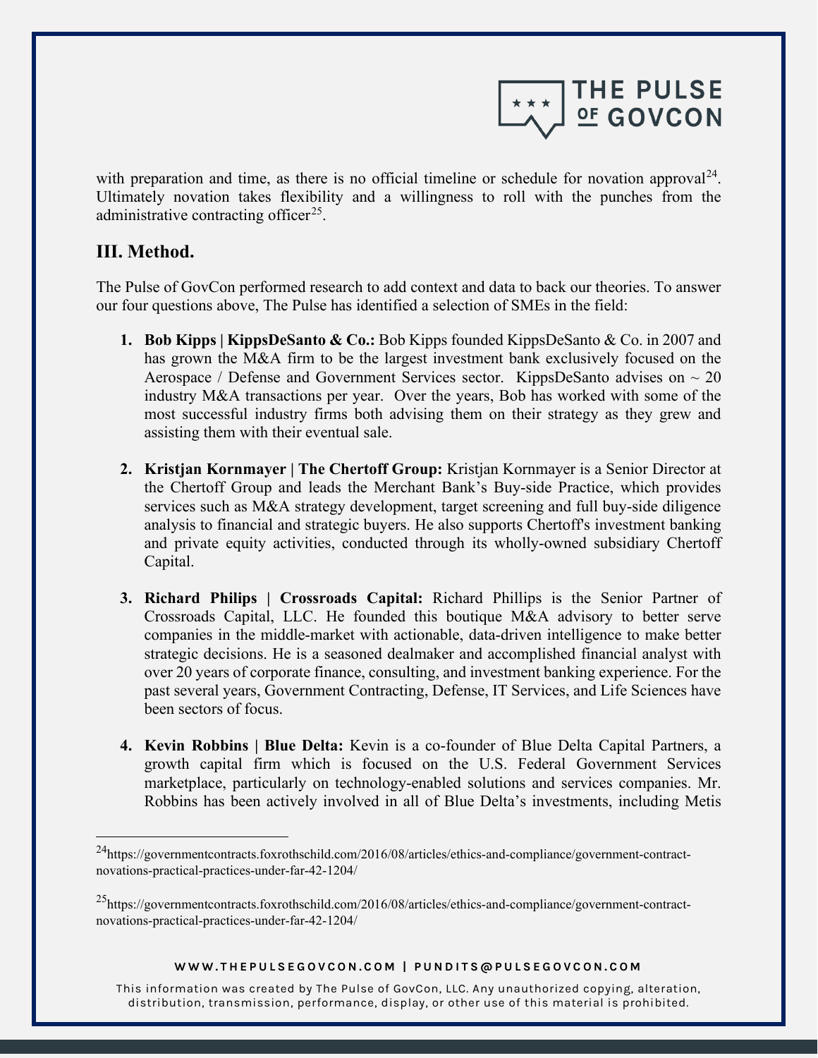with preparation and time, as there is no official timeline or schedule for novation approval[24]. Ultimately novation takes flexibility and a willingness to roll with the punches from the administrative contracting officer[25].

## III. Method.

The Pulse of GovCon performed research to add context and data to back our theories. To answer our four questions above, The Pulse has identified a selection of SMEs in the field:

1. **Bob Kipps | KippsDeSanto & Co.:** Bob Kipps founded KippsDeSanto & Co. in 2007 and has grown the M&A firm to be the largest investment bank exclusively focused on the Aerospace / Defense and Government Services sector. KippsDeSanto advises on ~ 20 industry M&A transactions per year. Over the years, Bob has worked with some of the most successful industry firms both advising them on their strategy as they grew and assisting them with their eventual sale.

2. **Kristjan Kornmayer | The Chertoff Group:** Kristjan Kornmayer is a Senior Director at the Chertoff Group and leads the Merchant Bank's Buy-side Practice, which provides services such as M&A strategy development, target screening and full buy-side diligence analysis to financial and strategic buyers. He also supports Chertoff's investment banking and private equity activities, conducted through its wholly-owned subsidiary Chertoff Capital.

3. **Richard Philips | Crossroads Capital:** Richard Phillips is the Senior Partner of Crossroads Capital, LLC. He founded this boutique M&A advisory to better serve companies in the middle-market with actionable, data-driven intelligence to make better strategic decisions. He is a seasoned dealmaker and accomplished financial analyst with over 20 years of corporate finance, consulting, and investment banking experience. For the past several years, Government Contracting, Defense, IT Services, and Life Sciences have been sectors of focus.

4. **Kevin Robbins | Blue Delta:** Kevin is a co-founder of Blue Delta Capital Partners, a growth capital firm which is focused on the U.S. Federal Government Services marketplace, particularly on technology-enabled solutions and services companies. Mr. Robbins has been actively involved in all of Blue Delta's investments, including Metis

---

[24] https://governmentcontracts.foxrothschild.com/2016/08/articles/ethics-and-compliance/government-contract-novations-practical-practices-under-far-42-1204/

[25] https://governmentcontracts.foxrothschild.com/2016/08/articles/ethics-and-compliance/government-contract-novations-practical-practices-under-far-42-1204/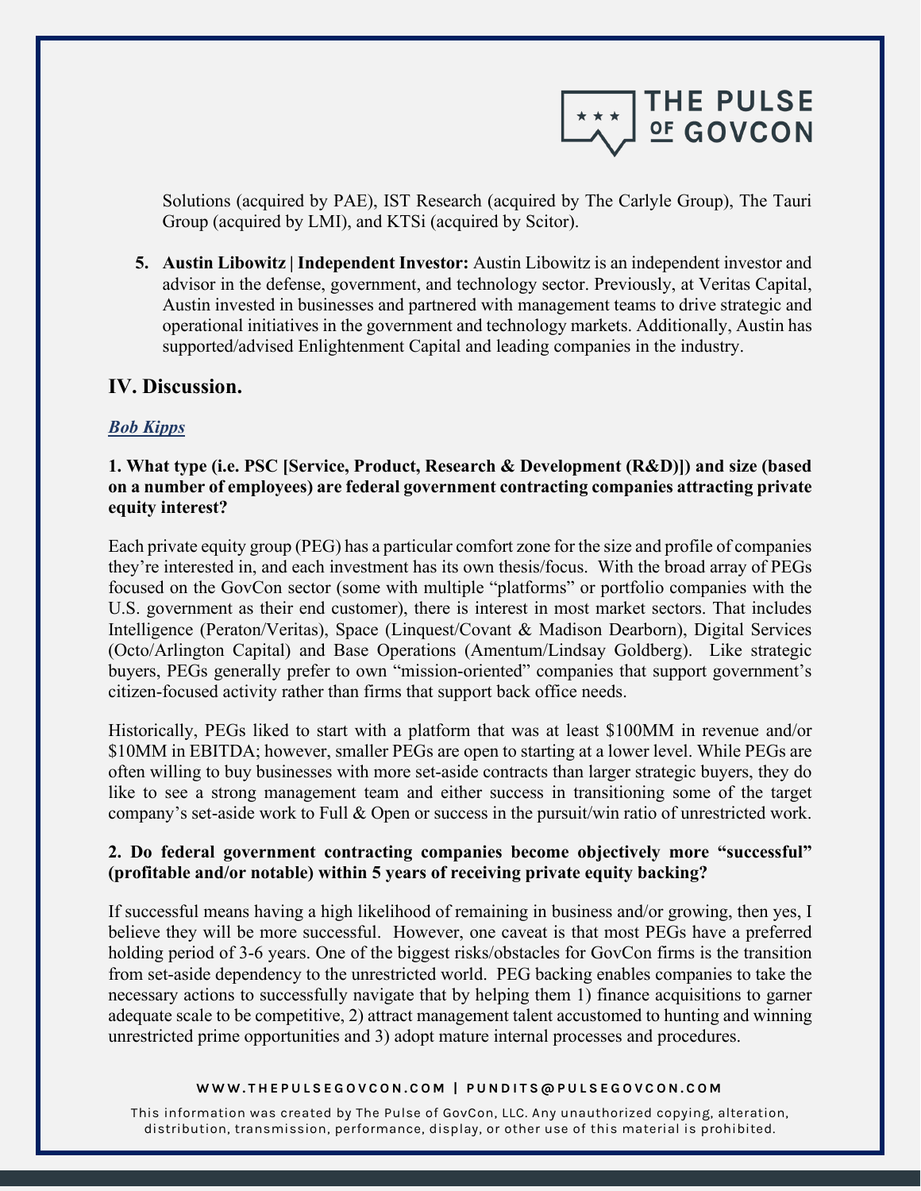Solutions (acquired by PAE), IST Research (acquired by The Carlyle Group), The Tauri Group (acquired by LMI), and KTSi (acquired by Scitor).

5. **Austin Libowitz | Independent Investor:** Austin Libowitz is an independent investor and advisor in the defense, government, and technology sector. Previously, at Veritas Capital, Austin invested in businesses and partnered with management teams to drive strategic and operational initiatives in the government and technology markets. Additionally, Austin has supported/advised Enlightenment Capital and leading companies in the industry.

## IV. Discussion.

***Bob Kipps***

**1. What type (i.e. PSC [Service, Product, Research & Development (R&D)]) and size (based on a number of employees) are federal government contracting companies attracting private equity interest?**

Each private equity group (PEG) has a particular comfort zone for the size and profile of companies they're interested in, and each investment has its own thesis/focus. With the broad array of PEGs focused on the GovCon sector (some with multiple "platforms" or portfolio companies with the U.S. government as their end customer), there is interest in most market sectors. That includes Intelligence (Peraton/Veritas), Space (Linquest/Covant & Madison Dearborn), Digital Services (Octo/Arlington Capital) and Base Operations (Amentum/Lindsay Goldberg). Like strategic buyers, PEGs generally prefer to own "mission-oriented" companies that support government's citizen-focused activity rather than firms that support back office needs.

Historically, PEGs liked to start with a platform that was at least $100MM in revenue and/or $10MM in EBITDA; however, smaller PEGs are open to starting at a lower level. While PEGs are often willing to buy businesses with more set-aside contracts than larger strategic buyers, they do like to see a strong management team and either success in transitioning some of the target company's set-aside work to Full & Open or success in the pursuit/win ratio of unrestricted work.

**2. Do federal government contracting companies become objectively more "successful" (profitable and/or notable) within 5 years of receiving private equity backing?**

If successful means having a high likelihood of remaining in business and/or growing, then yes, I believe they will be more successful. However, one caveat is that most PEGs have a preferred holding period of 3-6 years. One of the biggest risks/obstacles for GovCon firms is the transition from set-aside dependency to the unrestricted world. PEG backing enables companies to take the necessary actions to successfully navigate that by helping them 1) finance acquisitions to garner adequate scale to be competitive, 2) attract management talent accustomed to hunting and winning unrestricted prime opportunities and 3) adopt mature internal processes and procedures.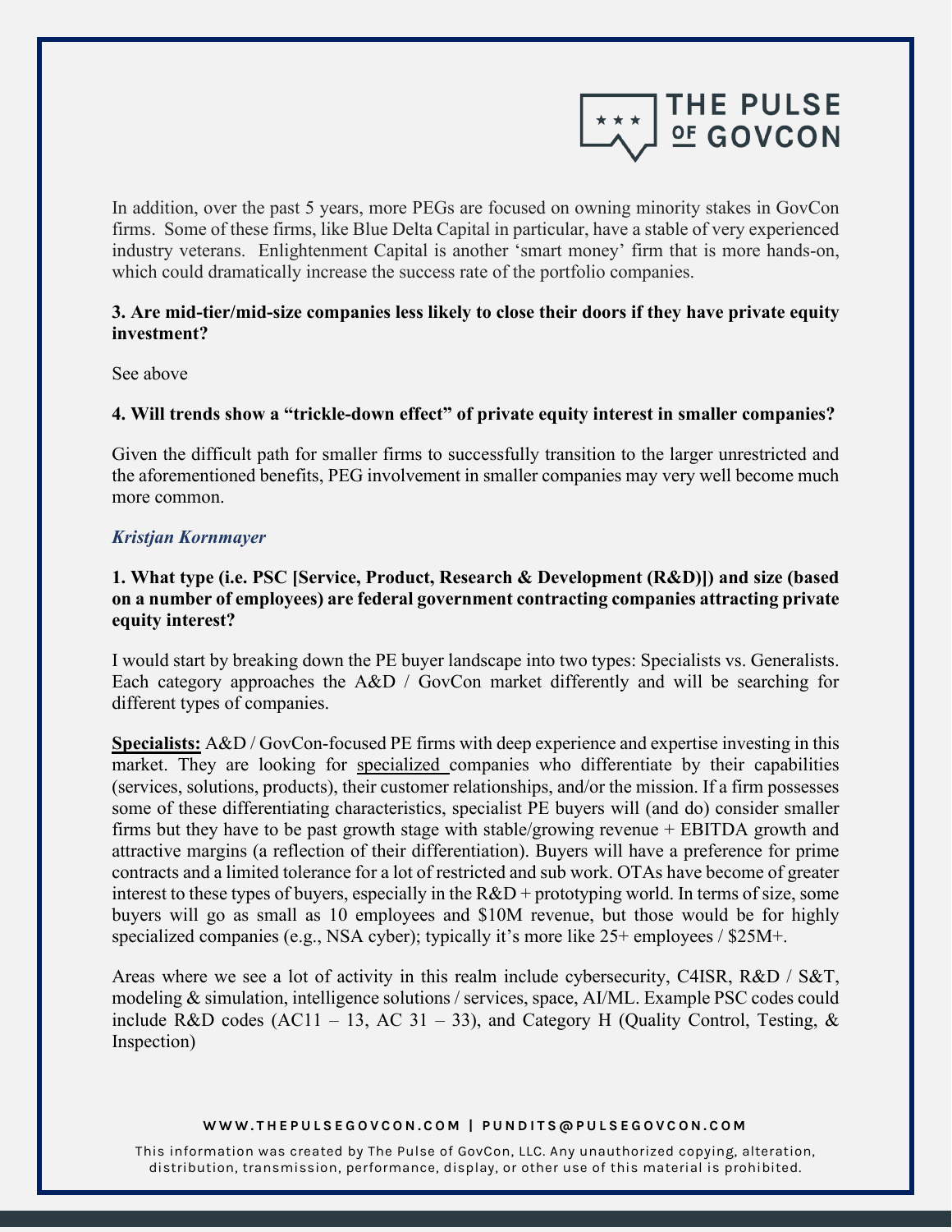In addition, over the past 5 years, more PEGs are focused on owning minority stakes in GovCon firms. Some of these firms, like Blue Delta Capital in particular, have a stable of very experienced industry veterans. Enlightenment Capital is another 'smart money' firm that is more hands-on, which could dramatically increase the success rate of the portfolio companies.

**3. Are mid-tier/mid-size companies less likely to close their doors if they have private equity investment?**

See above

**4. Will trends show a "trickle-down effect" of private equity interest in smaller companies?**

Given the difficult path for smaller firms to successfully transition to the larger unrestricted and the aforementioned benefits, PEG involvement in smaller companies may very well become much more common.

***Kristjan Kornmayer***

**1. What type (i.e. PSC [Service, Product, Research & Development (R&D)]) and size (based on a number of employees) are federal government contracting companies attracting private equity interest?**

I would start by breaking down the PE buyer landscape into two types: Specialists vs. Generalists. Each category approaches the A&D / GovCon market differently and will be searching for different types of companies.

**Specialists:** A&D / GovCon-focused PE firms with deep experience and expertise investing in this market. They are looking for specialized companies who differentiate by their capabilities (services, solutions, products), their customer relationships, and/or the mission. If a firm possesses some of these differentiating characteristics, specialist PE buyers will (and do) consider smaller firms but they have to be past growth stage with stable/growing revenue + EBITDA growth and attractive margins (a reflection of their differentiation). Buyers will have a preference for prime contracts and a limited tolerance for a lot of restricted and sub work. OTAs have become of greater interest to these types of buyers, especially in the R&D + prototyping world. In terms of size, some buyers will go as small as 10 employees and $10M revenue, but those would be for highly specialized companies (e.g., NSA cyber); typically it's more like 25+ employees / $25M+.

Areas where we see a lot of activity in this realm include cybersecurity, C4ISR, R&D / S&T, modeling & simulation, intelligence solutions / services, space, AI/ML. Example PSC codes could include R&D codes (AC11 – 13, AC 31 – 33), and Category H (Quality Control, Testing, & Inspection)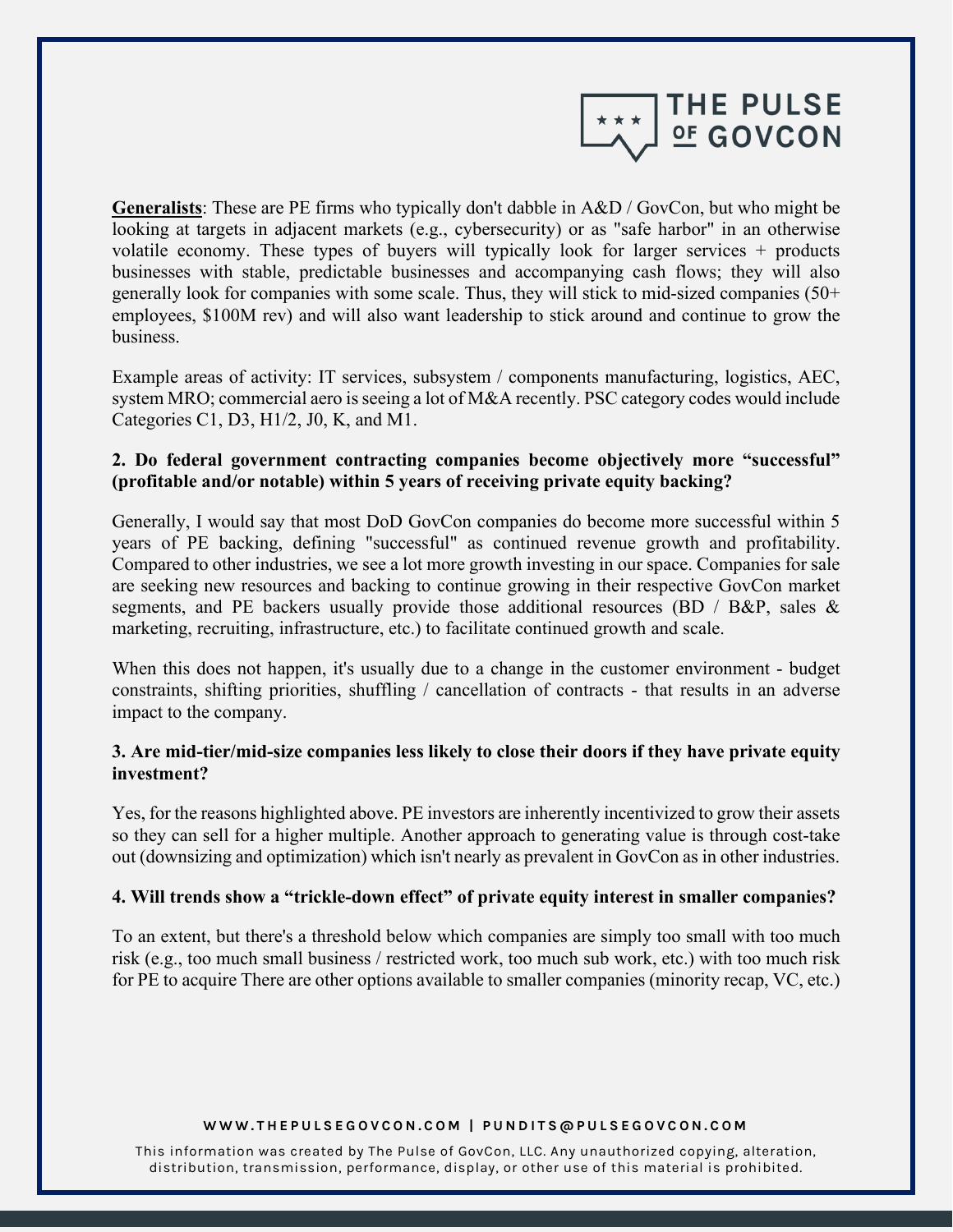**Generalists**: These are PE firms who typically don't dabble in A&D / GovCon, but who might be looking at targets in adjacent markets (e.g., cybersecurity) or as "safe harbor" in an otherwise volatile economy. These types of buyers will typically look for larger services + products businesses with stable, predictable businesses and accompanying cash flows; they will also generally look for companies with some scale. Thus, they will stick to mid-sized companies (50+ employees, $100M rev) and will also want leadership to stick around and continue to grow the business.

Example areas of activity: IT services, subsystem / components manufacturing, logistics, AEC, system MRO; commercial aero is seeing a lot of M&A recently. PSC category codes would include Categories C1, D3, H1/2, J0, K, and M1.

**2. Do federal government contracting companies become objectively more "successful" (profitable and/or notable) within 5 years of receiving private equity backing?**

Generally, I would say that most DoD GovCon companies do become more successful within 5 years of PE backing, defining "successful" as continued revenue growth and profitability. Compared to other industries, we see a lot more growth investing in our space. Companies for sale are seeking new resources and backing to continue growing in their respective GovCon market segments, and PE backers usually provide those additional resources (BD / B&P, sales & marketing, recruiting, infrastructure, etc.) to facilitate continued growth and scale.

When this does not happen, it's usually due to a change in the customer environment - budget constraints, shifting priorities, shuffling / cancellation of contracts - that results in an adverse impact to the company.

**3. Are mid-tier/mid-size companies less likely to close their doors if they have private equity investment?**

Yes, for the reasons highlighted above. PE investors are inherently incentivized to grow their assets so they can sell for a higher multiple. Another approach to generating value is through cost-take out (downsizing and optimization) which isn't nearly as prevalent in GovCon as in other industries.

**4. Will trends show a "trickle-down effect" of private equity interest in smaller companies?**

To an extent, but there's a threshold below which companies are simply too small with too much risk (e.g., too much small business / restricted work, too much sub work, etc.) with too much risk for PE to acquire There are other options available to smaller companies (minority recap, VC, etc.)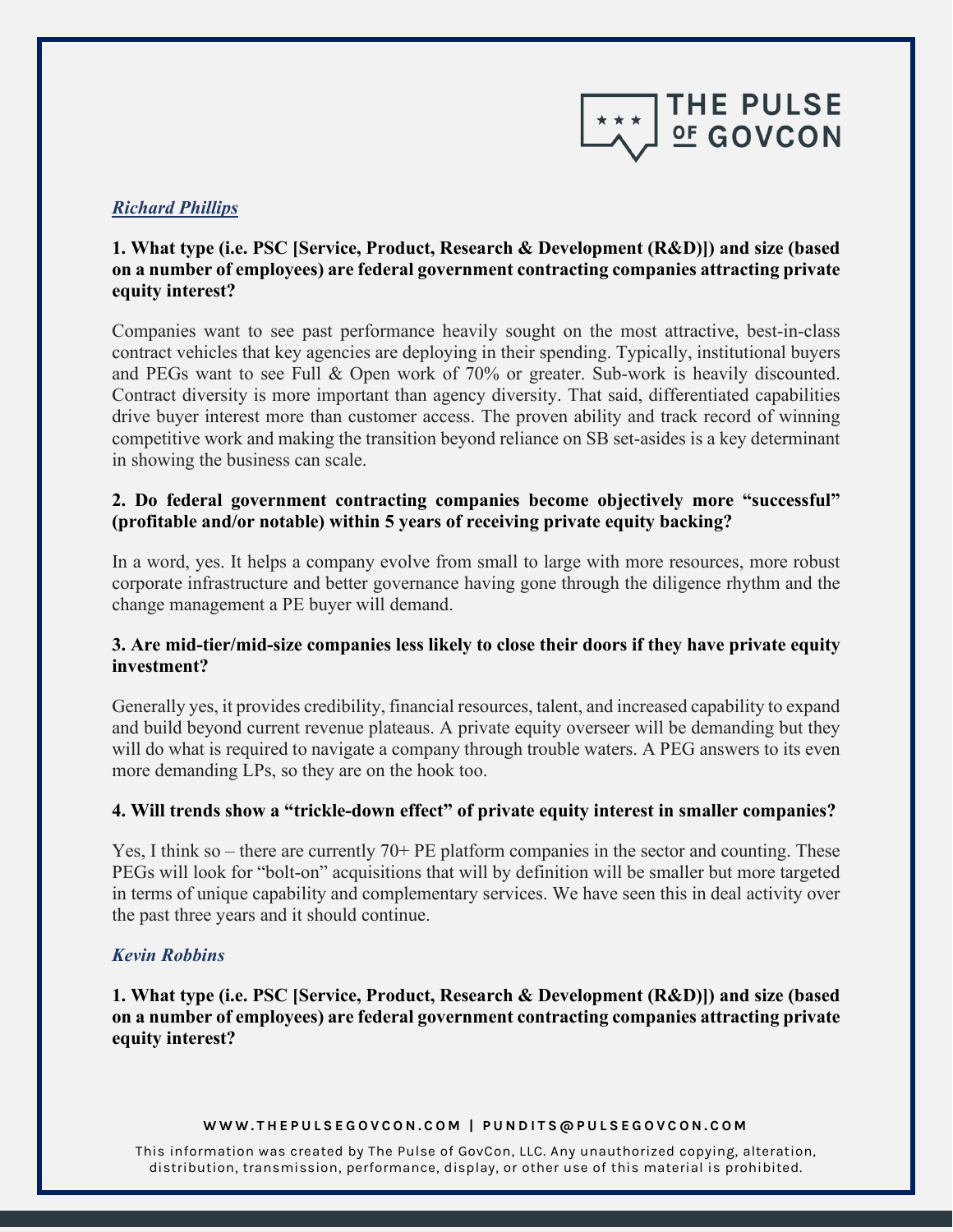*Richard Phillips*

**1. What type (i.e. PSC [Service, Product, Research & Development (R&D)]) and size (based on a number of employees) are federal government contracting companies attracting private equity interest?**

Companies want to see past performance heavily sought on the most attractive, best-in-class contract vehicles that key agencies are deploying in their spending. Typically, institutional buyers and PEGs want to see Full & Open work of 70% or greater. Sub-work is heavily discounted. Contract diversity is more important than agency diversity. That said, differentiated capabilities drive buyer interest more than customer access. The proven ability and track record of winning competitive work and making the transition beyond reliance on SB set-asides is a key determinant in showing the business can scale.

**2. Do federal government contracting companies become objectively more "successful" (profitable and/or notable) within 5 years of receiving private equity backing?**

In a word, yes. It helps a company evolve from small to large with more resources, more robust corporate infrastructure and better governance having gone through the diligence rhythm and the change management a PE buyer will demand.

**3. Are mid-tier/mid-size companies less likely to close their doors if they have private equity investment?**

Generally yes, it provides credibility, financial resources, talent, and increased capability to expand and build beyond current revenue plateaus. A private equity overseer will be demanding but they will do what is required to navigate a company through trouble waters. A PEG answers to its even more demanding LPs, so they are on the hook too.

**4. Will trends show a "trickle-down effect" of private equity interest in smaller companies?**

Yes, I think so – there are currently 70+ PE platform companies in the sector and counting. These PEGs will look for "bolt-on" acquisitions that will by definition will be smaller but more targeted in terms of unique capability and complementary services. We have seen this in deal activity over the past three years and it should continue.

*Kevin Robbins*

**1. What type (i.e. PSC [Service, Product, Research & Development (R&D)]) and size (based on a number of employees) are federal government contracting companies attracting private equity interest?**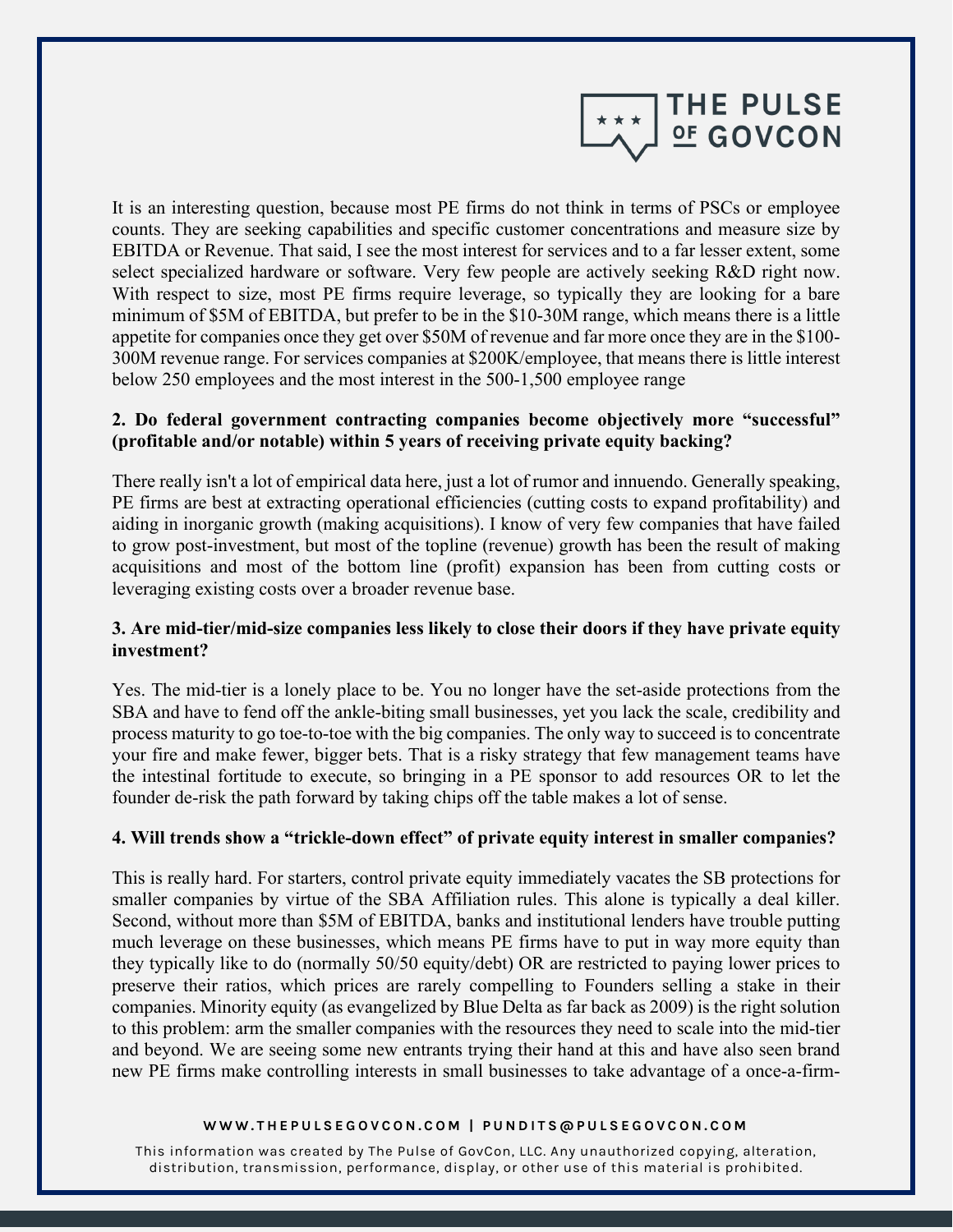It is an interesting question, because most PE firms do not think in terms of PSCs or employee counts. They are seeking capabilities and specific customer concentrations and measure size by EBITDA or Revenue. That said, I see the most interest for services and to a far lesser extent, some select specialized hardware or software. Very few people are actively seeking R&D right now. With respect to size, most PE firms require leverage, so typically they are looking for a bare minimum of $5M of EBITDA, but prefer to be in the $10-30M range, which means there is a little appetite for companies once they get over $50M of revenue and far more once they are in the $100-300M revenue range. For services companies at $200K/employee, that means there is little interest below 250 employees and the most interest in the 500-1,500 employee range

**2. Do federal government contracting companies become objectively more "successful" (profitable and/or notable) within 5 years of receiving private equity backing?**

There really isn't a lot of empirical data here, just a lot of rumor and innuendo. Generally speaking, PE firms are best at extracting operational efficiencies (cutting costs to expand profitability) and aiding in inorganic growth (making acquisitions). I know of very few companies that have failed to grow post-investment, but most of the topline (revenue) growth has been the result of making acquisitions and most of the bottom line (profit) expansion has been from cutting costs or leveraging existing costs over a broader revenue base.

**3. Are mid-tier/mid-size companies less likely to close their doors if they have private equity investment?**

Yes. The mid-tier is a lonely place to be. You no longer have the set-aside protections from the SBA and have to fend off the ankle-biting small businesses, yet you lack the scale, credibility and process maturity to go toe-to-toe with the big companies. The only way to succeed is to concentrate your fire and make fewer, bigger bets. That is a risky strategy that few management teams have the intestinal fortitude to execute, so bringing in a PE sponsor to add resources OR to let the founder de-risk the path forward by taking chips off the table makes a lot of sense.

**4. Will trends show a "trickle-down effect" of private equity interest in smaller companies?**

This is really hard. For starters, control private equity immediately vacates the SB protections for smaller companies by virtue of the SBA Affiliation rules. This alone is typically a deal killer. Second, without more than $5M of EBITDA, banks and institutional lenders have trouble putting much leverage on these businesses, which means PE firms have to put in way more equity than they typically like to do (normally 50/50 equity/debt) OR are restricted to paying lower prices to preserve their ratios, which prices are rarely compelling to Founders selling a stake in their companies. Minority equity (as evangelized by Blue Delta as far back as 2009) is the right solution to this problem: arm the smaller companies with the resources they need to scale into the mid-tier and beyond. We are seeing some new entrants trying their hand at this and have also seen brand new PE firms make controlling interests in small businesses to take advantage of a once-a-firm-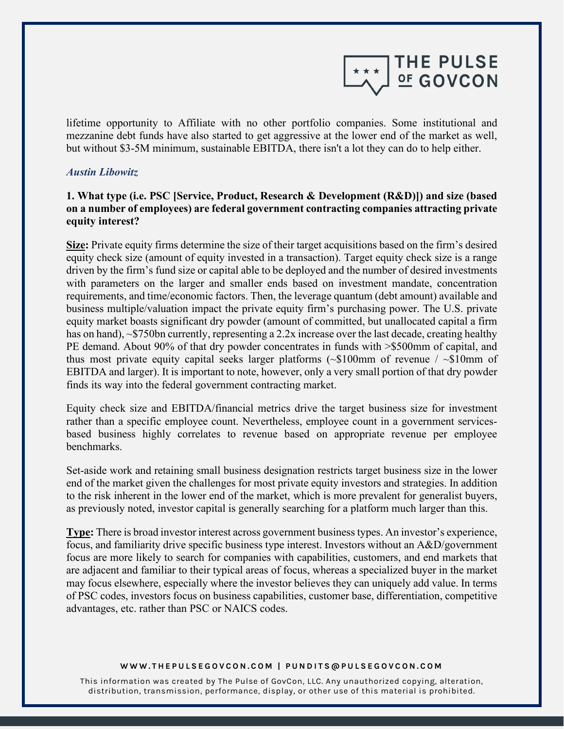lifetime opportunity to Affiliate with no other portfolio companies. Some institutional and mezzanine debt funds have also started to get aggressive at the lower end of the market as well, but without $3-5M minimum, sustainable EBITDA, there isn't a lot they can do to help either.

***Austin Libowitz***

**1. What type (i.e. PSC [Service, Product, Research & Development (R&D)]) and size (based on a number of employees) are federal government contracting companies attracting private equity interest?**

**Size:** Private equity firms determine the size of their target acquisitions based on the firm's desired equity check size (amount of equity invested in a transaction). Target equity check size is a range driven by the firm's fund size or capital able to be deployed and the number of desired investments with parameters on the larger and smaller ends based on investment mandate, concentration requirements, and time/economic factors. Then, the leverage quantum (debt amount) available and business multiple/valuation impact the private equity firm's purchasing power. The U.S. private equity market boasts significant dry powder (amount of committed, but unallocated capital a firm has on hand), ~$750bn currently, representing a 2.2x increase over the last decade, creating healthy PE demand. About 90% of that dry powder concentrates in funds with >$500mm of capital, and thus most private equity capital seeks larger platforms (~$100mm of revenue / ~$10mm of EBITDA and larger). It is important to note, however, only a very small portion of that dry powder finds its way into the federal government contracting market.

Equity check size and EBITDA/financial metrics drive the target business size for investment rather than a specific employee count. Nevertheless, employee count in a government services-based business highly correlates to revenue based on appropriate revenue per employee benchmarks.

Set-aside work and retaining small business designation restricts target business size in the lower end of the market given the challenges for most private equity investors and strategies. In addition to the risk inherent in the lower end of the market, which is more prevalent for generalist buyers, as previously noted, investor capital is generally searching for a platform much larger than this.

**Type:** There is broad investor interest across government business types. An investor's experience, focus, and familiarity drive specific business type interest. Investors without an A&D/government focus are more likely to search for companies with capabilities, customers, and end markets that are adjacent and familiar to their typical areas of focus, whereas a specialized buyer in the market may focus elsewhere, especially where the investor believes they can uniquely add value. In terms of PSC codes, investors focus on business capabilities, customer base, differentiation, competitive advantages, etc. rather than PSC or NAICS codes.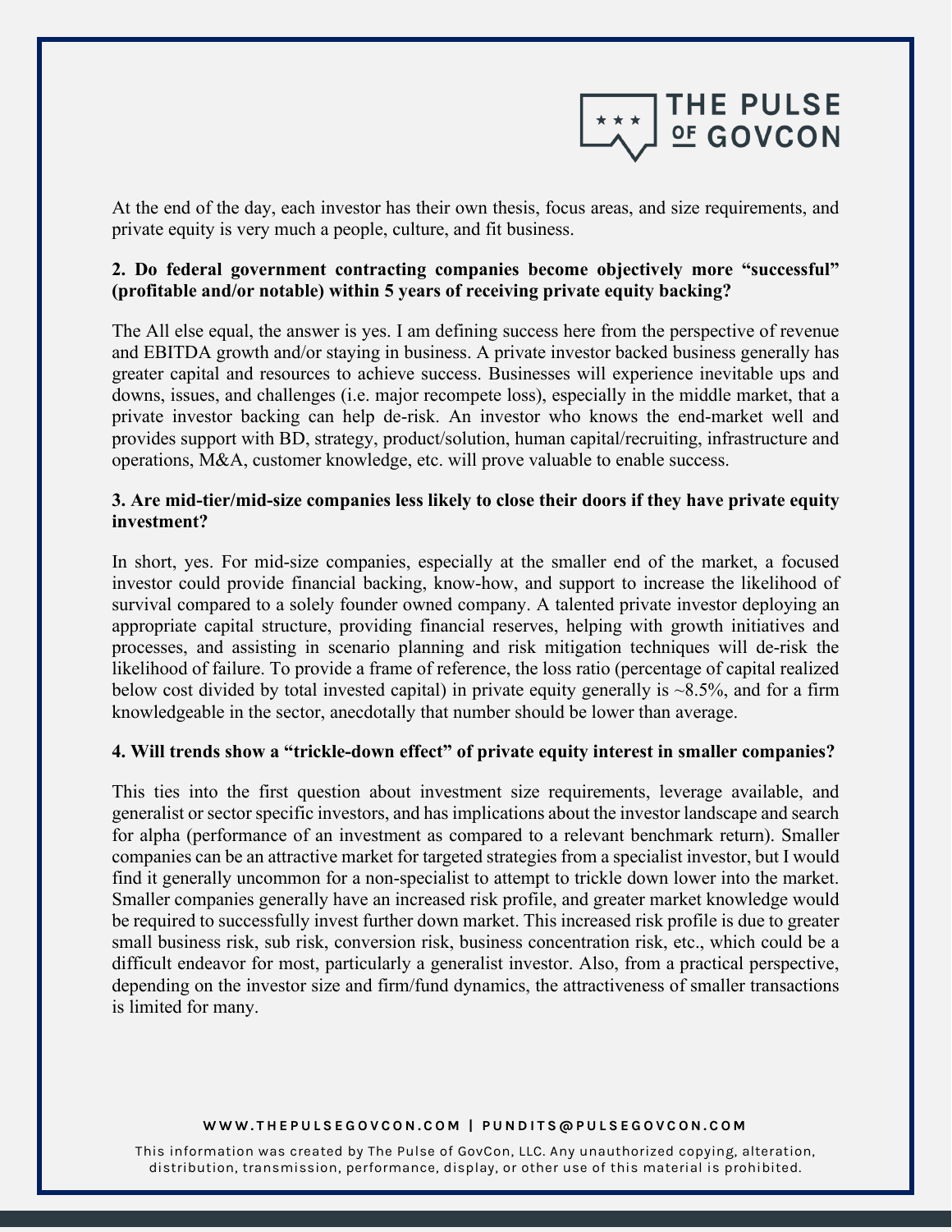At the end of the day, each investor has their own thesis, focus areas, and size requirements, and private equity is very much a people, culture, and fit business.

**2. Do federal government contracting companies become objectively more "successful" (profitable and/or notable) within 5 years of receiving private equity backing?**

The All else equal, the answer is yes. I am defining success here from the perspective of revenue and EBITDA growth and/or staying in business. A private investor backed business generally has greater capital and resources to achieve success. Businesses will experience inevitable ups and downs, issues, and challenges (i.e. major recompete loss), especially in the middle market, that a private investor backing can help de-risk. An investor who knows the end-market well and provides support with BD, strategy, product/solution, human capital/recruiting, infrastructure and operations, M&A, customer knowledge, etc. will prove valuable to enable success.

**3. Are mid-tier/mid-size companies less likely to close their doors if they have private equity investment?**

In short, yes. For mid-size companies, especially at the smaller end of the market, a focused investor could provide financial backing, know-how, and support to increase the likelihood of survival compared to a solely founder owned company. A talented private investor deploying an appropriate capital structure, providing financial reserves, helping with growth initiatives and processes, and assisting in scenario planning and risk mitigation techniques will de-risk the likelihood of failure. To provide a frame of reference, the loss ratio (percentage of capital realized below cost divided by total invested capital) in private equity generally is ~8.5%, and for a firm knowledgeable in the sector, anecdotally that number should be lower than average.

**4. Will trends show a "trickle-down effect" of private equity interest in smaller companies?**

This ties into the first question about investment size requirements, leverage available, and generalist or sector specific investors, and has implications about the investor landscape and search for alpha (performance of an investment as compared to a relevant benchmark return). Smaller companies can be an attractive market for targeted strategies from a specialist investor, but I would find it generally uncommon for a non-specialist to attempt to trickle down lower into the market. Smaller companies generally have an increased risk profile, and greater market knowledge would be required to successfully invest further down market. This increased risk profile is due to greater small business risk, sub risk, conversion risk, business concentration risk, etc., which could be a difficult endeavor for most, particularly a generalist investor. Also, from a practical perspective, depending on the investor size and firm/fund dynamics, the attractiveness of smaller transactions is limited for many.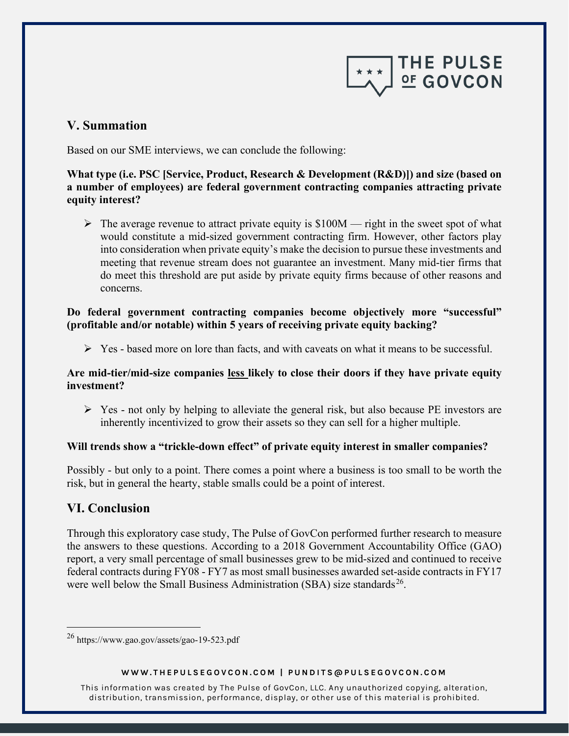## V. Summation

Based on our SME interviews, we can conclude the following:

**What type (i.e. PSC [Service, Product, Research & Development (R&D)]) and size (based on a number of employees) are federal government contracting companies attracting private equity interest?**

- The average revenue to attract private equity is $100M — right in the sweet spot of what would constitute a mid-sized government contracting firm. However, other factors play into consideration when private equity's make the decision to pursue these investments and meeting that revenue stream does not guarantee an investment. Many mid-tier firms that do meet this threshold are put aside by private equity firms because of other reasons and concerns.

**Do federal government contracting companies become objectively more "successful" (profitable and/or notable) within 5 years of receiving private equity backing?**

- Yes - based more on lore than facts, and with caveats on what it means to be successful.

**Are mid-tier/mid-size companies <u>less</u> likely to close their doors if they have private equity investment?**

- Yes - not only by helping to alleviate the general risk, but also because PE investors are inherently incentivized to grow their assets so they can sell for a higher multiple.

**Will trends show a "trickle-down effect" of private equity interest in smaller companies?**

Possibly - but only to a point. There comes a point where a business is too small to be worth the risk, but in general the hearty, stable smalls could be a point of interest.

## VI. Conclusion

Through this exploratory case study, The Pulse of GovCon performed further research to measure the answers to these questions. According to a 2018 Government Accountability Office (GAO) report, a very small percentage of small businesses grew to be mid-sized and continued to receive federal contracts during FY08 - FY7 as most small businesses awarded set-aside contracts in FY17 were well below the Small Business Administration (SBA) size standards[26].

[26] https://www.gao.gov/assets/gao-19-523.pdf

WWW.THEPULSEGOVCON.COM | PUNDITS@PULSEGOVCON.COM

This information was created by The Pulse of GovCon, LLC. Any unauthorized copying, alteration, distribution, transmission, performance, display, or other use of this material is prohibited.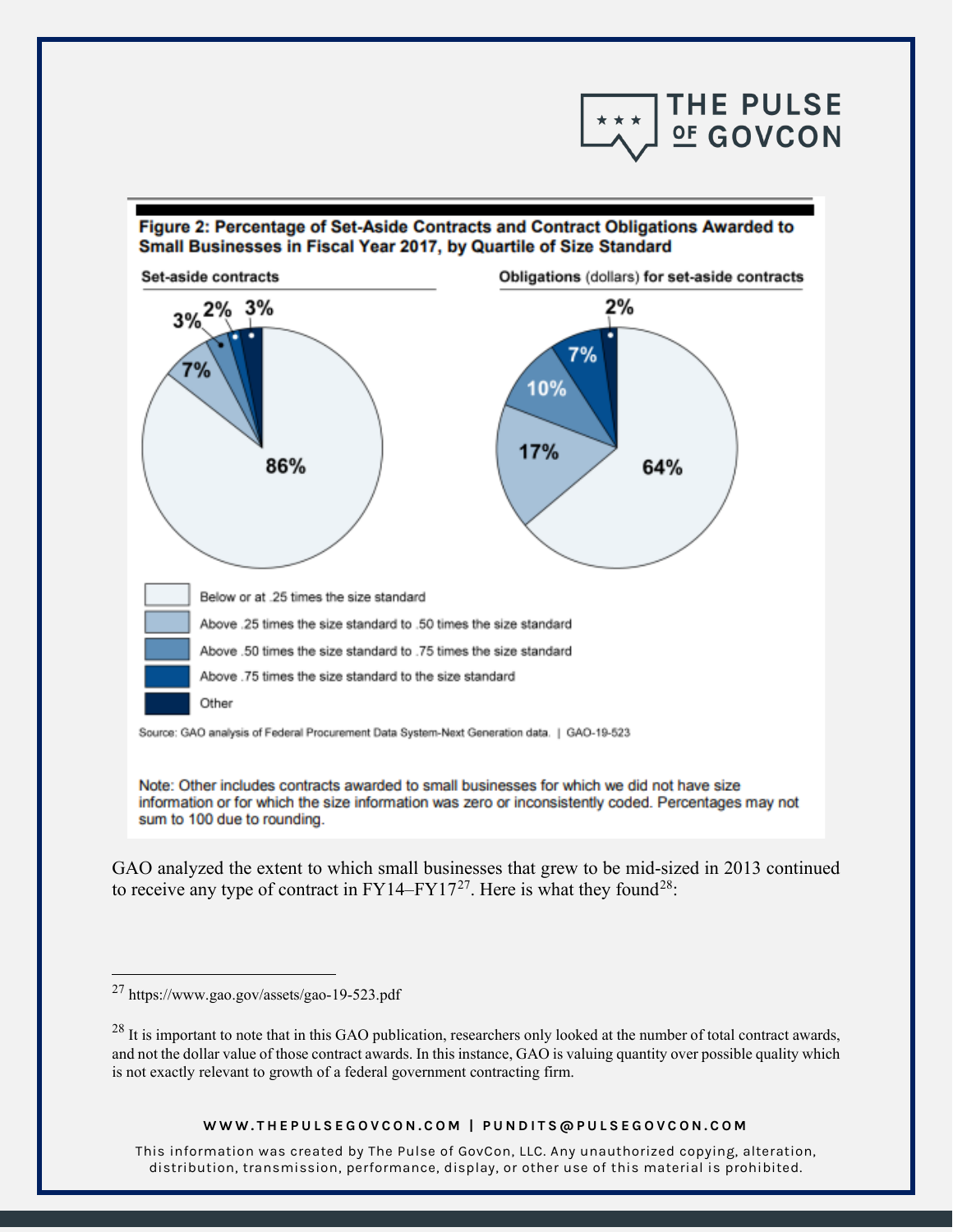**Figure 2: Percentage of Set-Aside Contracts and Contract Obligations Awarded to Small Businesses in Fiscal Year 2017, by Quartile of Size Standard**

| Category | Set-aside contracts | Obligations (dollars) for set-aside contracts |
|---|---|---|
| Below or at .25 times the size standard | 86% | 64% |
| Above .25 times the size standard to .50 times the size standard | 7% | 17% |
| Above .50 times the size standard to .75 times the size standard | 3% | 10% |
| Above .75 times the size standard to the size standard | 2% | 7% |
| Other | 3% | 2% |

Source: GAO analysis of Federal Procurement Data System-Next Generation data. | GAO-19-523

Note: Other includes contracts awarded to small businesses for which we did not have size information or for which the size information was zero or inconsistently coded. Percentages may not sum to 100 due to rounding.

GAO analyzed the extent to which small businesses that grew to be mid-sized in 2013 continued to receive any type of contract in FY14–FY17[27]. Here is what they found[28]:

---

[27] https://www.gao.gov/assets/gao-19-523.pdf

[28] It is important to note that in this GAO publication, researchers only looked at the number of total contract awards, and not the dollar value of those contract awards. In this instance, GAO is valuing quantity over possible quality which is not exactly relevant to growth of a federal government contracting firm.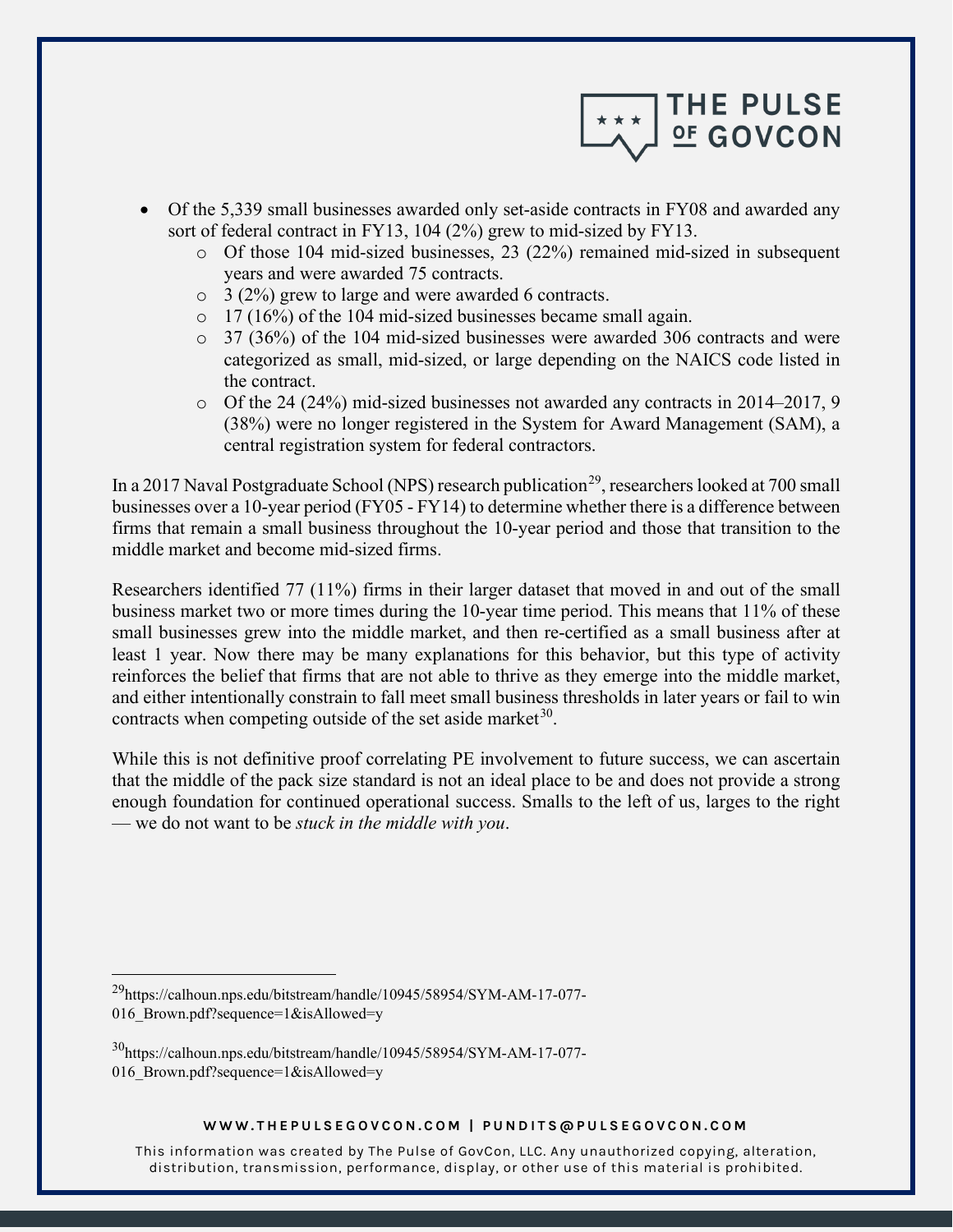- Of the 5,339 small businesses awarded only set-aside contracts in FY08 and awarded any sort of federal contract in FY13, 104 (2%) grew to mid-sized by FY13.
    - Of those 104 mid-sized businesses, 23 (22%) remained mid-sized in subsequent years and were awarded 75 contracts.
    - 3 (2%) grew to large and were awarded 6 contracts.
    - 17 (16%) of the 104 mid-sized businesses became small again.
    - 37 (36%) of the 104 mid-sized businesses were awarded 306 contracts and were categorized as small, mid-sized, or large depending on the NAICS code listed in the contract.
    - Of the 24 (24%) mid-sized businesses not awarded any contracts in 2014–2017, 9 (38%) were no longer registered in the System for Award Management (SAM), a central registration system for federal contractors.

In a 2017 Naval Postgraduate School (NPS) research publication[29], researchers looked at 700 small businesses over a 10-year period (FY05 - FY14) to determine whether there is a difference between firms that remain a small business throughout the 10-year period and those that transition to the middle market and become mid-sized firms.

Researchers identified 77 (11%) firms in their larger dataset that moved in and out of the small business market two or more times during the 10-year time period. This means that 11% of these small businesses grew into the middle market, and then re-certified as a small business after at least 1 year. Now there may be many explanations for this behavior, but this type of activity reinforces the belief that firms that are not able to thrive as they emerge into the middle market, and either intentionally constrain to fall meet small business thresholds in later years or fail to win contracts when competing outside of the set aside market[30].

While this is not definitive proof correlating PE involvement to future success, we can ascertain that the middle of the pack size standard is not an ideal place to be and does not provide a strong enough foundation for continued operational success. Smalls to the left of us, larges to the right — we do not want to be *stuck in the middle with you*.

---

[29] https://calhoun.nps.edu/bitstream/handle/10945/58954/SYM-AM-17-077-016_Brown.pdf?sequence=1&isAllowed=y

[30] https://calhoun.nps.edu/bitstream/handle/10945/58954/SYM-AM-17-077-016_Brown.pdf?sequence=1&isAllowed=y